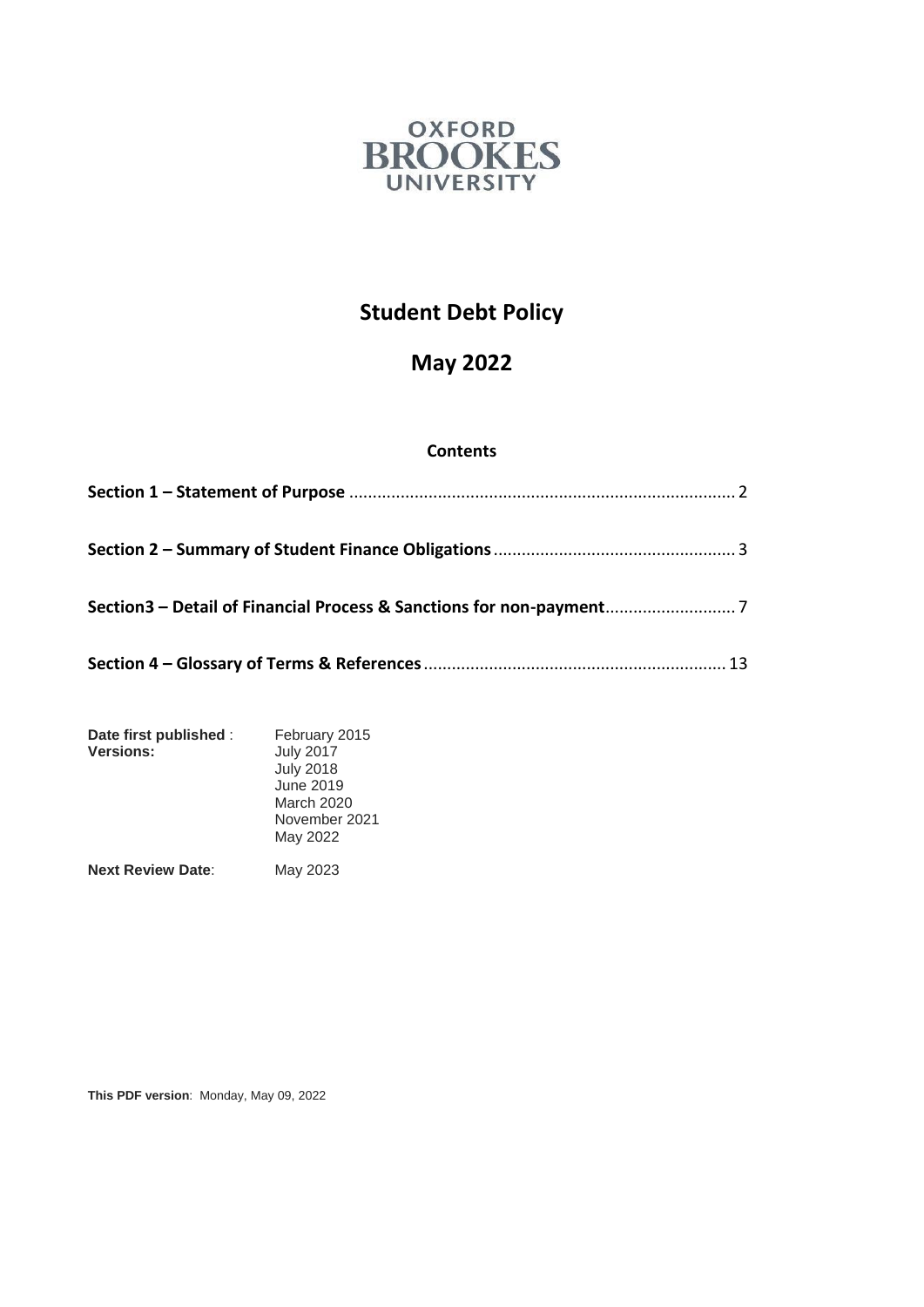OXFORD BROOKES UNIVERSITY

# Student Debt Policy

## May 2022

### Contents

**Section 1 – Statement of Purpose** .................................................................................. 2

**Section 2 – Summary of Student Finance Obligations** .................................................... 3

**Section3 – Detail of Financial Process & Sanctions for non-payment** ............................ 7

**Section 4 – Glossary of Terms & References** ................................................................ 13

| | |
|---|---|
| **Date first published** : | February 2015 |
| **Versions:** | July 2017<br>July 2018<br>June 2019<br>March 2020<br>November 2021<br>May 2022 |
| **Next Review Date**: | May 2023 |

**This PDF version**: Monday, May 09, 2022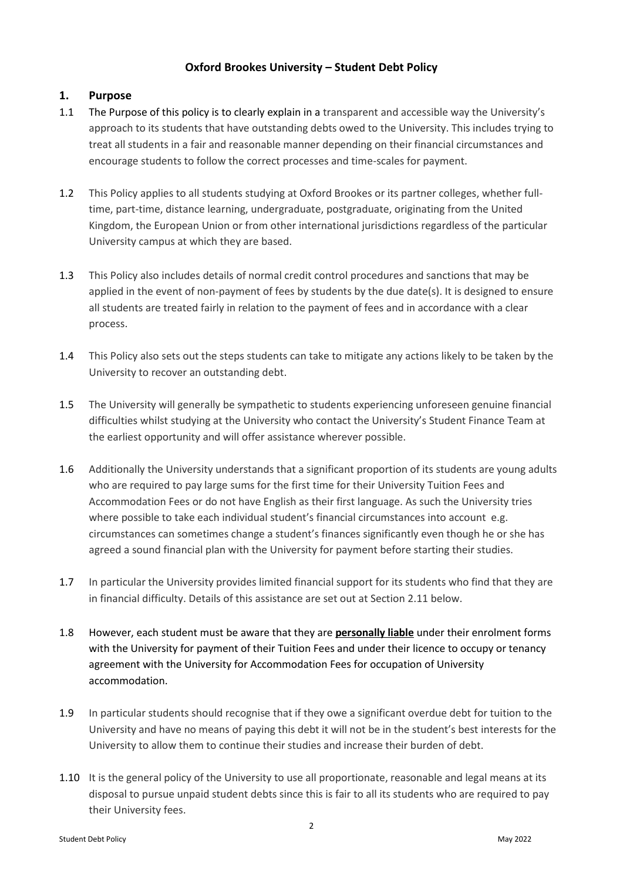## Oxford Brookes University – Student Debt Policy

### 1. Purpose

1.1 The Purpose of this policy is to clearly explain in a transparent and accessible way the University's approach to its students that have outstanding debts owed to the University. This includes trying to treat all students in a fair and reasonable manner depending on their financial circumstances and encourage students to follow the correct processes and time-scales for payment.

1.2 This Policy applies to all students studying at Oxford Brookes or its partner colleges, whether full-time, part-time, distance learning, undergraduate, postgraduate, originating from the United Kingdom, the European Union or from other international jurisdictions regardless of the particular University campus at which they are based.

1.3 This Policy also includes details of normal credit control procedures and sanctions that may be applied in the event of non-payment of fees by students by the due date(s). It is designed to ensure all students are treated fairly in relation to the payment of fees and in accordance with a clear process.

1.4 This Policy also sets out the steps students can take to mitigate any actions likely to be taken by the University to recover an outstanding debt.

1.5 The University will generally be sympathetic to students experiencing unforeseen genuine financial difficulties whilst studying at the University who contact the University's Student Finance Team at the earliest opportunity and will offer assistance wherever possible.

1.6 Additionally the University understands that a significant proportion of its students are young adults who are required to pay large sums for the first time for their University Tuition Fees and Accommodation Fees or do not have English as their first language. As such the University tries where possible to take each individual student's financial circumstances into account e.g. circumstances can sometimes change a student's finances significantly even though he or she has agreed a sound financial plan with the University for payment before starting their studies.

1.7 In particular the University provides limited financial support for its students who find that they are in financial difficulty. Details of this assistance are set out at Section 2.11 below.

1.8 However, each student must be aware that they are **personally liable** under their enrolment forms with the University for payment of their Tuition Fees and under their licence to occupy or tenancy agreement with the University for Accommodation Fees for occupation of University accommodation.

1.9 In particular students should recognise that if they owe a significant overdue debt for tuition to the University and have no means of paying this debt it will not be in the student's best interests for the University to allow them to continue their studies and increase their burden of debt.

1.10 It is the general policy of the University to use all proportionate, reasonable and legal means at its disposal to pursue unpaid student debts since this is fair to all its students who are required to pay their University fees.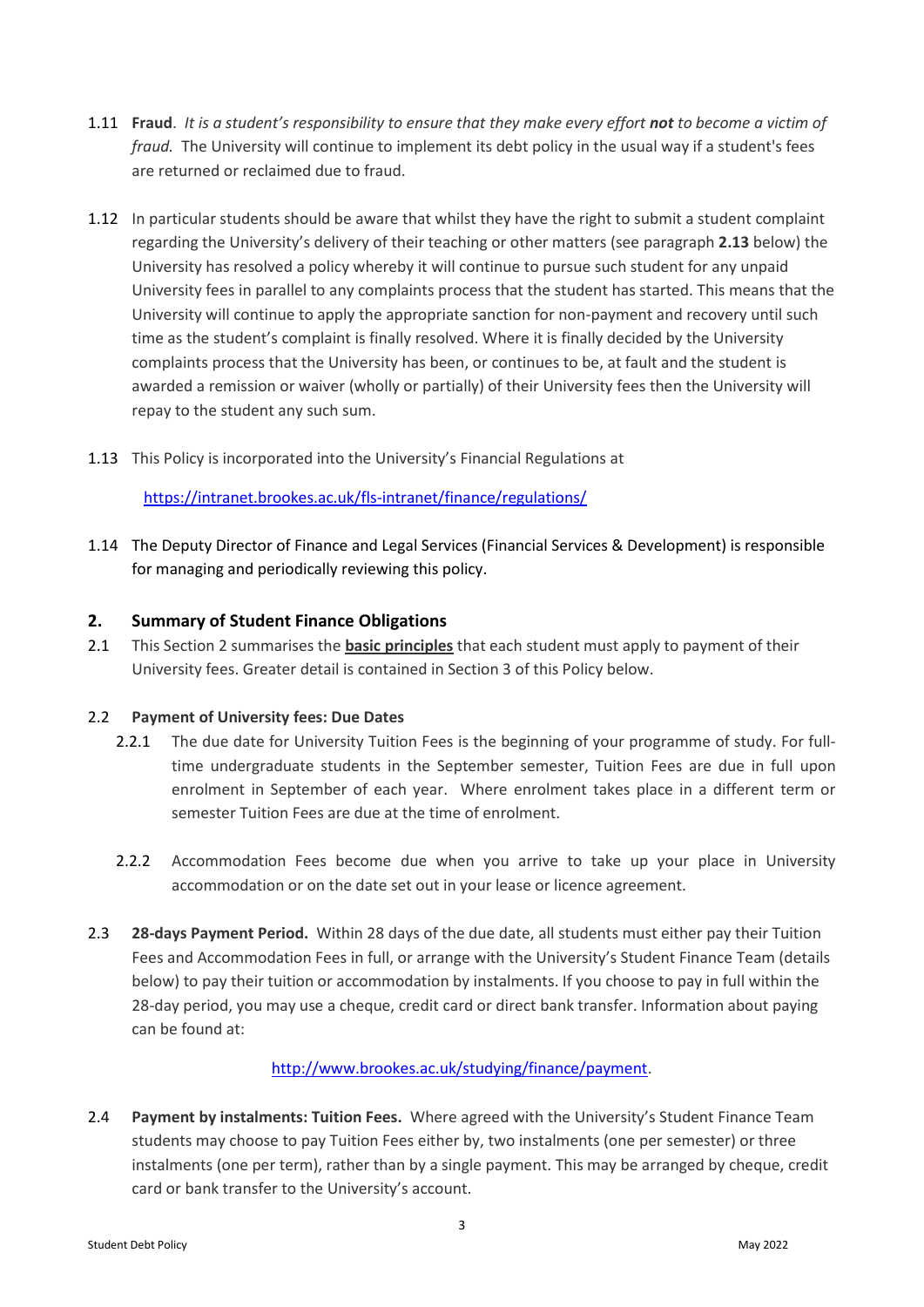1.11 **Fraud**. *It is a student's responsibility to ensure that they make every effort **not** to become a victim of fraud.* The University will continue to implement its debt policy in the usual way if a student's fees are returned or reclaimed due to fraud.

1.12 In particular students should be aware that whilst they have the right to submit a student complaint regarding the University's delivery of their teaching or other matters (see paragraph **2.13** below) the University has resolved a policy whereby it will continue to pursue such student for any unpaid University fees in parallel to any complaints process that the student has started. This means that the University will continue to apply the appropriate sanction for non-payment and recovery until such time as the student's complaint is finally resolved. Where it is finally decided by the University complaints process that the University has been, or continues to be, at fault and the student is awarded a remission or waiver (wholly or partially) of their University fees then the University will repay to the student any such sum.

1.13 This Policy is incorporated into the University's Financial Regulations at

[https://intranet.brookes.ac.uk/fls-intranet/finance/regulations/](https://intranet.brookes.ac.uk/fls-intranet/finance/regulations/)

1.14 The Deputy Director of Finance and Legal Services (Financial Services & Development) is responsible for managing and periodically reviewing this policy.

## 2. Summary of Student Finance Obligations

2.1 This Section 2 summarises the **basic principles** that each student must apply to payment of their University fees. Greater detail is contained in Section 3 of this Policy below.

### 2.2 Payment of University fees: Due Dates

2.2.1 The due date for University Tuition Fees is the beginning of your programme of study. For full-time undergraduate students in the September semester, Tuition Fees are due in full upon enrolment in September of each year. Where enrolment takes place in a different term or semester Tuition Fees are due at the time of enrolment.

2.2.2 Accommodation Fees become due when you arrive to take up your place in University accommodation or on the date set out in your lease or licence agreement.

2.3 **28-days Payment Period.** Within 28 days of the due date, all students must either pay their Tuition Fees and Accommodation Fees in full, or arrange with the University's Student Finance Team (details below) to pay their tuition or accommodation by instalments. If you choose to pay in full within the 28-day period, you may use a cheque, credit card or direct bank transfer. Information about paying can be found at:

[http://www.brookes.ac.uk/studying/finance/payment](http://www.brookes.ac.uk/studying/finance/payment).

2.4 **Payment by instalments: Tuition Fees.** Where agreed with the University's Student Finance Team students may choose to pay Tuition Fees either by, two instalments (one per semester) or three instalments (one per term), rather than by a single payment. This may be arranged by cheque, credit card or bank transfer to the University's account.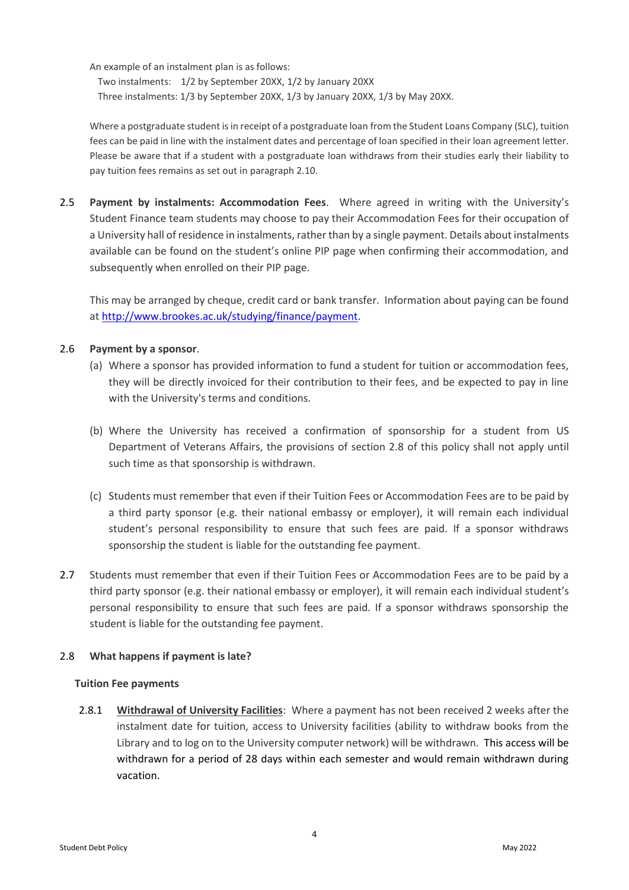An example of an instalment plan is as follows:

Two instalments: 1/2 by September 20XX, 1/2 by January 20XX
Three instalments: 1/3 by September 20XX, 1/3 by January 20XX, 1/3 by May 20XX.

Where a postgraduate student is in receipt of a postgraduate loan from the Student Loans Company (SLC), tuition fees can be paid in line with the instalment dates and percentage of loan specified in their loan agreement letter. Please be aware that if a student with a postgraduate loan withdraws from their studies early their liability to pay tuition fees remains as set out in paragraph 2.10.

2.5 **Payment by instalments: Accommodation Fees**. Where agreed in writing with the University's Student Finance team students may choose to pay their Accommodation Fees for their occupation of a University hall of residence in instalments, rather than by a single payment. Details about instalments available can be found on the student's online PIP page when confirming their accommodation, and subsequently when enrolled on their PIP page.

This may be arranged by cheque, credit card or bank transfer. Information about paying can be found at [http://www.brookes.ac.uk/studying/finance/payment](http://www.brookes.ac.uk/studying/finance/payment).

2.6 **Payment by a sponsor**.

(a) Where a sponsor has provided information to fund a student for tuition or accommodation fees, they will be directly invoiced for their contribution to their fees, and be expected to pay in line with the University's terms and conditions.

(b) Where the University has received a confirmation of sponsorship for a student from US Department of Veterans Affairs, the provisions of section 2.8 of this policy shall not apply until such time as that sponsorship is withdrawn.

(c) Students must remember that even if their Tuition Fees or Accommodation Fees are to be paid by a third party sponsor (e.g. their national embassy or employer), it will remain each individual student's personal responsibility to ensure that such fees are paid. If a sponsor withdraws sponsorship the student is liable for the outstanding fee payment.

2.7 Students must remember that even if their Tuition Fees or Accommodation Fees are to be paid by a third party sponsor (e.g. their national embassy or employer), it will remain each individual student's personal responsibility to ensure that such fees are paid. If a sponsor withdraws sponsorship the student is liable for the outstanding fee payment.

2.8 **What happens if payment is late?**

**Tuition Fee payments**

2.8.1 **Withdrawal of University Facilities**: Where a payment has not been received 2 weeks after the instalment date for tuition, access to University facilities (ability to withdraw books from the Library and to log on to the University computer network) will be withdrawn. This access will be withdrawn for a period of 28 days within each semester and would remain withdrawn during vacation.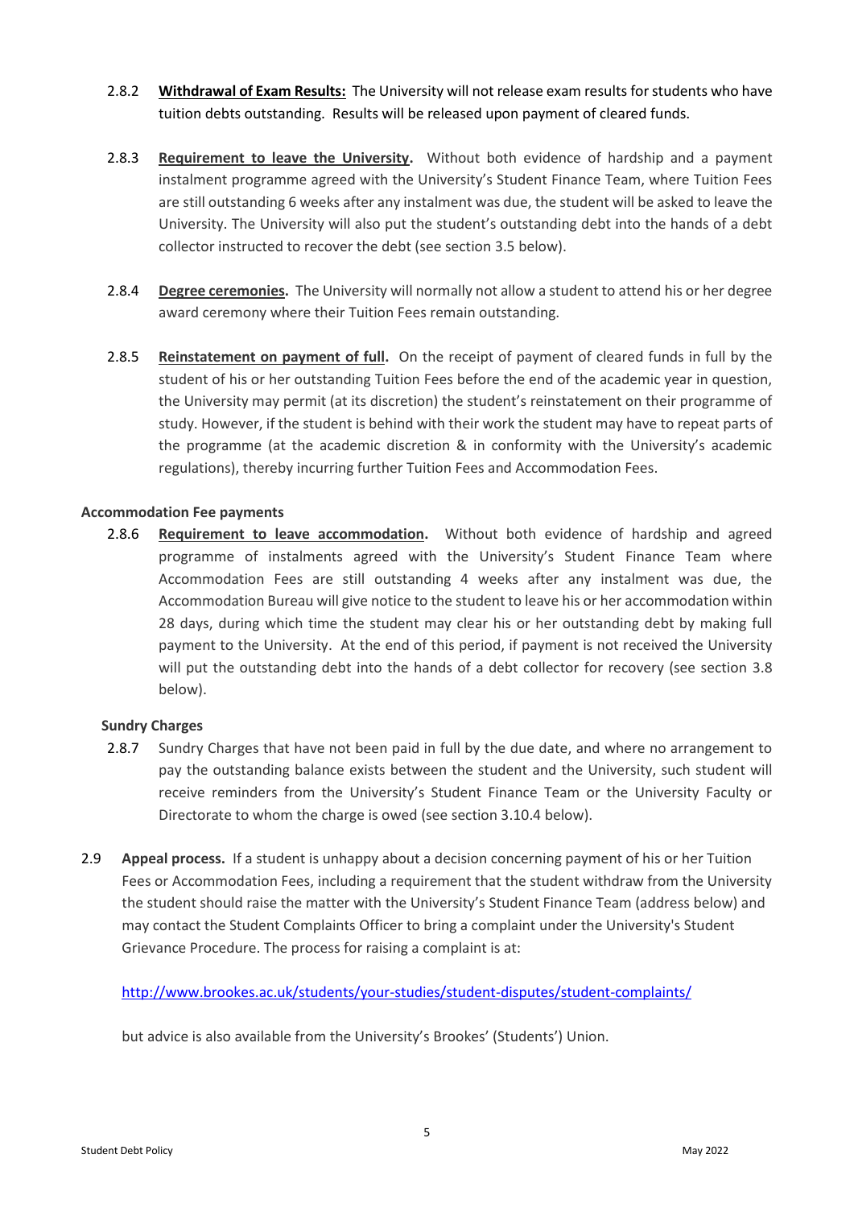2.8.2 **Withdrawal of Exam Results:** The University will not release exam results for students who have tuition debts outstanding. Results will be released upon payment of cleared funds.

2.8.3 **Requirement to leave the University.** Without both evidence of hardship and a payment instalment programme agreed with the University's Student Finance Team, where Tuition Fees are still outstanding 6 weeks after any instalment was due, the student will be asked to leave the University. The University will also put the student's outstanding debt into the hands of a debt collector instructed to recover the debt (see section 3.5 below).

2.8.4 **Degree ceremonies.** The University will normally not allow a student to attend his or her degree award ceremony where their Tuition Fees remain outstanding.

2.8.5 **Reinstatement on payment of full.** On the receipt of payment of cleared funds in full by the student of his or her outstanding Tuition Fees before the end of the academic year in question, the University may permit (at its discretion) the student's reinstatement on their programme of study. However, if the student is behind with their work the student may have to repeat parts of the programme (at the academic discretion & in conformity with the University's academic regulations), thereby incurring further Tuition Fees and Accommodation Fees.

**Accommodation Fee payments**

2.8.6 **Requirement to leave accommodation.** Without both evidence of hardship and agreed programme of instalments agreed with the University's Student Finance Team where Accommodation Fees are still outstanding 4 weeks after any instalment was due, the Accommodation Bureau will give notice to the student to leave his or her accommodation within 28 days, during which time the student may clear his or her outstanding debt by making full payment to the University. At the end of this period, if payment is not received the University will put the outstanding debt into the hands of a debt collector for recovery (see section 3.8 below).

**Sundry Charges**

2.8.7 Sundry Charges that have not been paid in full by the due date, and where no arrangement to pay the outstanding balance exists between the student and the University, such student will receive reminders from the University's Student Finance Team or the University Faculty or Directorate to whom the charge is owed (see section 3.10.4 below).

2.9 **Appeal process.** If a student is unhappy about a decision concerning payment of his or her Tuition Fees or Accommodation Fees, including a requirement that the student withdraw from the University the student should raise the matter with the University's Student Finance Team (address below) and may contact the Student Complaints Officer to bring a complaint under the University's Student Grievance Procedure. The process for raising a complaint is at:

http://www.brookes.ac.uk/students/your-studies/student-disputes/student-complaints/

but advice is also available from the University's Brookes' (Students') Union.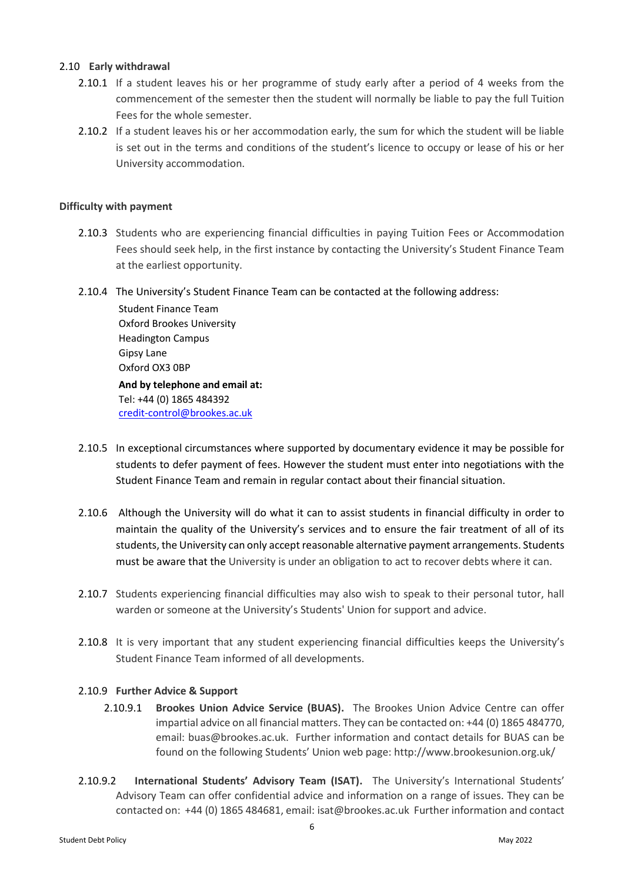### 2.10 Early withdrawal

2.10.1 If a student leaves his or her programme of study early after a period of 4 weeks from the commencement of the semester then the student will normally be liable to pay the full Tuition Fees for the whole semester.

2.10.2 If a student leaves his or her accommodation early, the sum for which the student will be liable is set out in the terms and conditions of the student's licence to occupy or lease of his or her University accommodation.

**Difficulty with payment**

2.10.3 Students who are experiencing financial difficulties in paying Tuition Fees or Accommodation Fees should seek help, in the first instance by contacting the University's Student Finance Team at the earliest opportunity.

2.10.4 The University's Student Finance Team can be contacted at the following address:

Student Finance Team
Oxford Brookes University
Headington Campus
Gipsy Lane
Oxford OX3 0BP

**And by telephone and email at:**
Tel: +44 (0) 1865 484392
credit-control@brookes.ac.uk

2.10.5 In exceptional circumstances where supported by documentary evidence it may be possible for students to defer payment of fees. However the student must enter into negotiations with the Student Finance Team and remain in regular contact about their financial situation.

2.10.6 Although the University will do what it can to assist students in financial difficulty in order to maintain the quality of the University's services and to ensure the fair treatment of all of its students, the University can only accept reasonable alternative payment arrangements. Students must be aware that the University is under an obligation to act to recover debts where it can.

2.10.7 Students experiencing financial difficulties may also wish to speak to their personal tutor, hall warden or someone at the University's Students' Union for support and advice.

2.10.8 It is very important that any student experiencing financial difficulties keeps the University's Student Finance Team informed of all developments.

2.10.9 **Further Advice & Support**

2.10.9.1 **Brookes Union Advice Service (BUAS).** The Brookes Union Advice Centre can offer impartial advice on all financial matters. They can be contacted on: +44 (0) 1865 484770, email: buas@brookes.ac.uk. Further information and contact details for BUAS can be found on the following Students' Union web page: http://www.brookesunion.org.uk/

2.10.9.2 **International Students' Advisory Team (ISAT).** The University's International Students' Advisory Team can offer confidential advice and information on a range of issues. They can be contacted on: +44 (0) 1865 484681, email: isat@brookes.ac.uk Further information and contact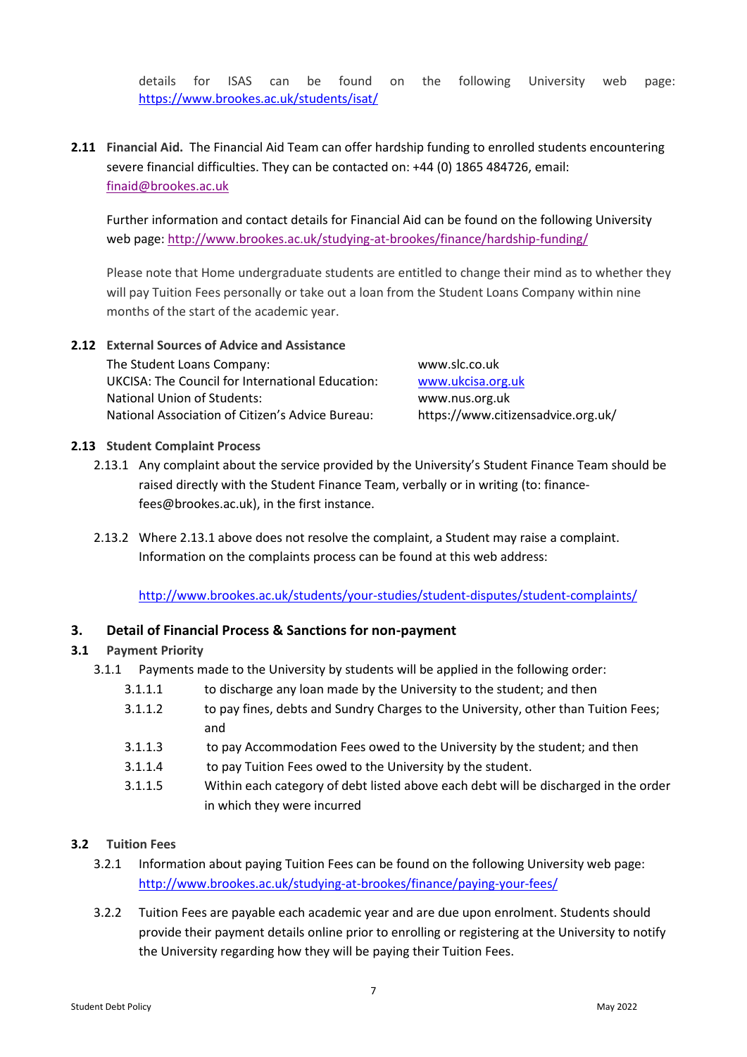details for ISAS can be found on the following University web page: https://www.brookes.ac.uk/students/isat/

**2.11 Financial Aid.** The Financial Aid Team can offer hardship funding to enrolled students encountering severe financial difficulties. They can be contacted on: +44 (0) 1865 484726, email: finaid@brookes.ac.uk

Further information and contact details for Financial Aid can be found on the following University web page: http://www.brookes.ac.uk/studying-at-brookes/finance/hardship-funding/

Please note that Home undergraduate students are entitled to change their mind as to whether they will pay Tuition Fees personally or take out a loan from the Student Loans Company within nine months of the start of the academic year.

**2.12 External Sources of Advice and Assistance**

| | |
|---|---|
| The Student Loans Company: | www.slc.co.uk |
| UKCISA: The Council for International Education: | www.ukcisa.org.uk |
| National Union of Students: | www.nus.org.uk |
| National Association of Citizen's Advice Bureau: | https://www.citizensadvice.org.uk/ |

**2.13 Student Complaint Process**

2.13.1 Any complaint about the service provided by the University's Student Finance Team should be raised directly with the Student Finance Team, verbally or in writing (to: finance-fees@brookes.ac.uk), in the first instance.

2.13.2 Where 2.13.1 above does not resolve the complaint, a Student may raise a complaint. Information on the complaints process can be found at this web address:

http://www.brookes.ac.uk/students/your-studies/student-disputes/student-complaints/

## 3. Detail of Financial Process & Sanctions for non-payment

**3.1 Payment Priority**

3.1.1 Payments made to the University by students will be applied in the following order:

3.1.1.1 to discharge any loan made by the University to the student; and then

3.1.1.2 to pay fines, debts and Sundry Charges to the University, other than Tuition Fees; and

3.1.1.3 to pay Accommodation Fees owed to the University by the student; and then

3.1.1.4 to pay Tuition Fees owed to the University by the student.

3.1.1.5 Within each category of debt listed above each debt will be discharged in the order in which they were incurred

**3.2 Tuition Fees**

3.2.1 Information about paying Tuition Fees can be found on the following University web page: http://www.brookes.ac.uk/studying-at-brookes/finance/paying-your-fees/

3.2.2 Tuition Fees are payable each academic year and are due upon enrolment. Students should provide their payment details online prior to enrolling or registering at the University to notify the University regarding how they will be paying their Tuition Fees.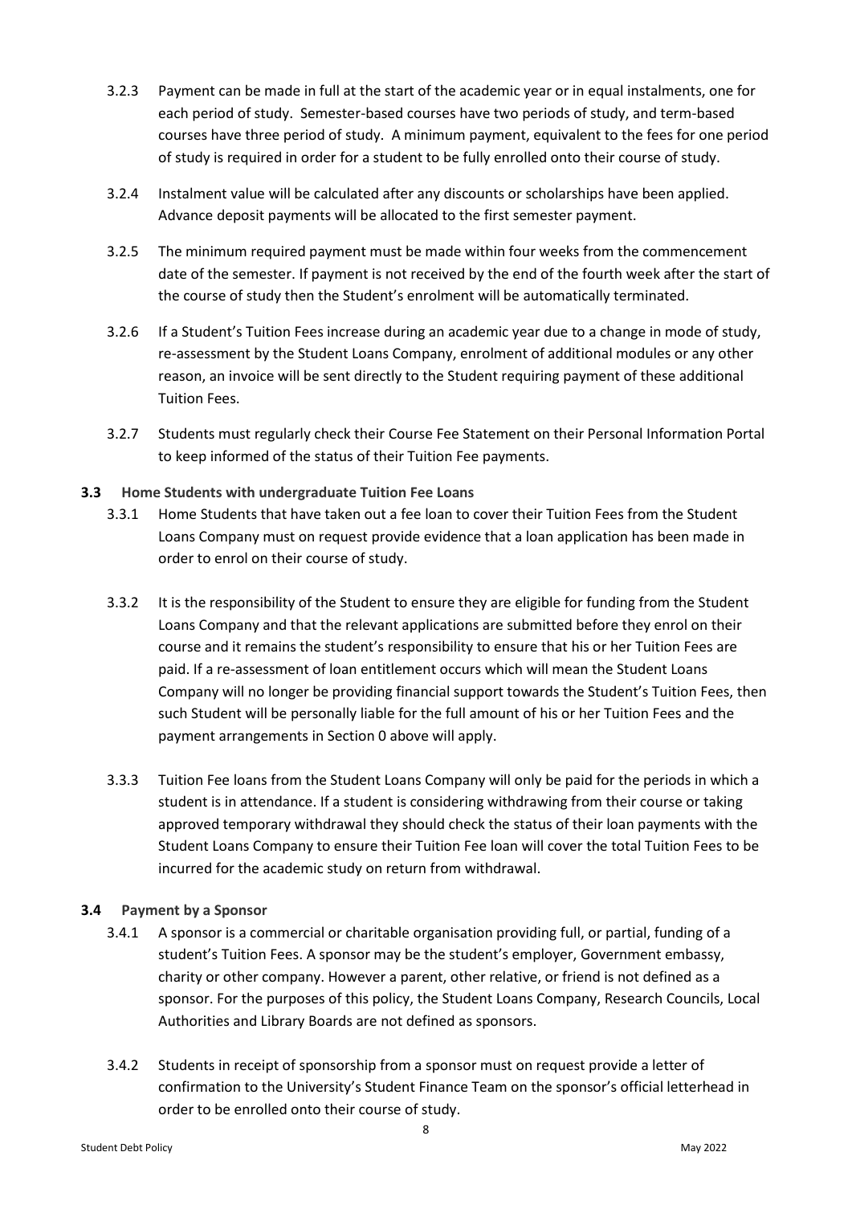3.2.3 Payment can be made in full at the start of the academic year or in equal instalments, one for each period of study. Semester-based courses have two periods of study, and term-based courses have three period of study. A minimum payment, equivalent to the fees for one period of study is required in order for a student to be fully enrolled onto their course of study.

3.2.4 Instalment value will be calculated after any discounts or scholarships have been applied. Advance deposit payments will be allocated to the first semester payment.

3.2.5 The minimum required payment must be made within four weeks from the commencement date of the semester. If payment is not received by the end of the fourth week after the start of the course of study then the Student's enrolment will be automatically terminated.

3.2.6 If a Student's Tuition Fees increase during an academic year due to a change in mode of study, re-assessment by the Student Loans Company, enrolment of additional modules or any other reason, an invoice will be sent directly to the Student requiring payment of these additional Tuition Fees.

3.2.7 Students must regularly check their Course Fee Statement on their Personal Information Portal to keep informed of the status of their Tuition Fee payments.

### 3.3 Home Students with undergraduate Tuition Fee Loans

3.3.1 Home Students that have taken out a fee loan to cover their Tuition Fees from the Student Loans Company must on request provide evidence that a loan application has been made in order to enrol on their course of study.

3.3.2 It is the responsibility of the Student to ensure they are eligible for funding from the Student Loans Company and that the relevant applications are submitted before they enrol on their course and it remains the student's responsibility to ensure that his or her Tuition Fees are paid. If a re-assessment of loan entitlement occurs which will mean the Student Loans Company will no longer be providing financial support towards the Student's Tuition Fees, then such Student will be personally liable for the full amount of his or her Tuition Fees and the payment arrangements in Section 0 above will apply.

3.3.3 Tuition Fee loans from the Student Loans Company will only be paid for the periods in which a student is in attendance. If a student is considering withdrawing from their course or taking approved temporary withdrawal they should check the status of their loan payments with the Student Loans Company to ensure their Tuition Fee loan will cover the total Tuition Fees to be incurred for the academic study on return from withdrawal.

### 3.4 Payment by a Sponsor

3.4.1 A sponsor is a commercial or charitable organisation providing full, or partial, funding of a student's Tuition Fees. A sponsor may be the student's employer, Government embassy, charity or other company. However a parent, other relative, or friend is not defined as a sponsor. For the purposes of this policy, the Student Loans Company, Research Councils, Local Authorities and Library Boards are not defined as sponsors.

3.4.2 Students in receipt of sponsorship from a sponsor must on request provide a letter of confirmation to the University's Student Finance Team on the sponsor's official letterhead in order to be enrolled onto their course of study.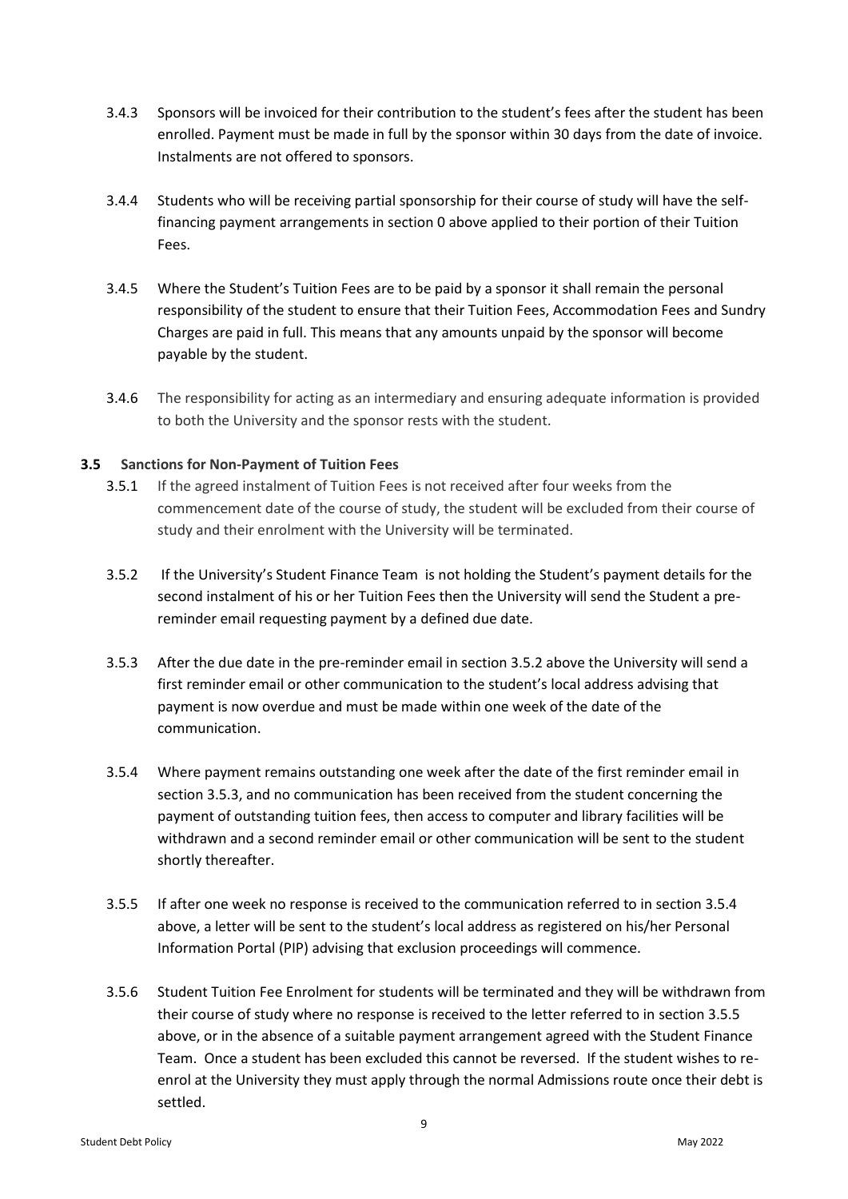3.4.3 Sponsors will be invoiced for their contribution to the student's fees after the student has been enrolled. Payment must be made in full by the sponsor within 30 days from the date of invoice. Instalments are not offered to sponsors.

3.4.4 Students who will be receiving partial sponsorship for their course of study will have the self-financing payment arrangements in section 0 above applied to their portion of their Tuition Fees.

3.4.5 Where the Student's Tuition Fees are to be paid by a sponsor it shall remain the personal responsibility of the student to ensure that their Tuition Fees, Accommodation Fees and Sundry Charges are paid in full. This means that any amounts unpaid by the sponsor will become payable by the student.

3.4.6 The responsibility for acting as an intermediary and ensuring adequate information is provided to both the University and the sponsor rests with the student.

### 3.5 Sanctions for Non-Payment of Tuition Fees

3.5.1 If the agreed instalment of Tuition Fees is not received after four weeks from the commencement date of the course of study, the student will be excluded from their course of study and their enrolment with the University will be terminated.

3.5.2 If the University's Student Finance Team is not holding the Student's payment details for the second instalment of his or her Tuition Fees then the University will send the Student a pre-reminder email requesting payment by a defined due date.

3.5.3 After the due date in the pre-reminder email in section 3.5.2 above the University will send a first reminder email or other communication to the student's local address advising that payment is now overdue and must be made within one week of the date of the communication.

3.5.4 Where payment remains outstanding one week after the date of the first reminder email in section 3.5.3, and no communication has been received from the student concerning the payment of outstanding tuition fees, then access to computer and library facilities will be withdrawn and a second reminder email or other communication will be sent to the student shortly thereafter.

3.5.5 If after one week no response is received to the communication referred to in section 3.5.4 above, a letter will be sent to the student's local address as registered on his/her Personal Information Portal (PIP) advising that exclusion proceedings will commence.

3.5.6 Student Tuition Fee Enrolment for students will be terminated and they will be withdrawn from their course of study where no response is received to the letter referred to in section 3.5.5 above, or in the absence of a suitable payment arrangement agreed with the Student Finance Team. Once a student has been excluded this cannot be reversed. If the student wishes to re-enrol at the University they must apply through the normal Admissions route once their debt is settled.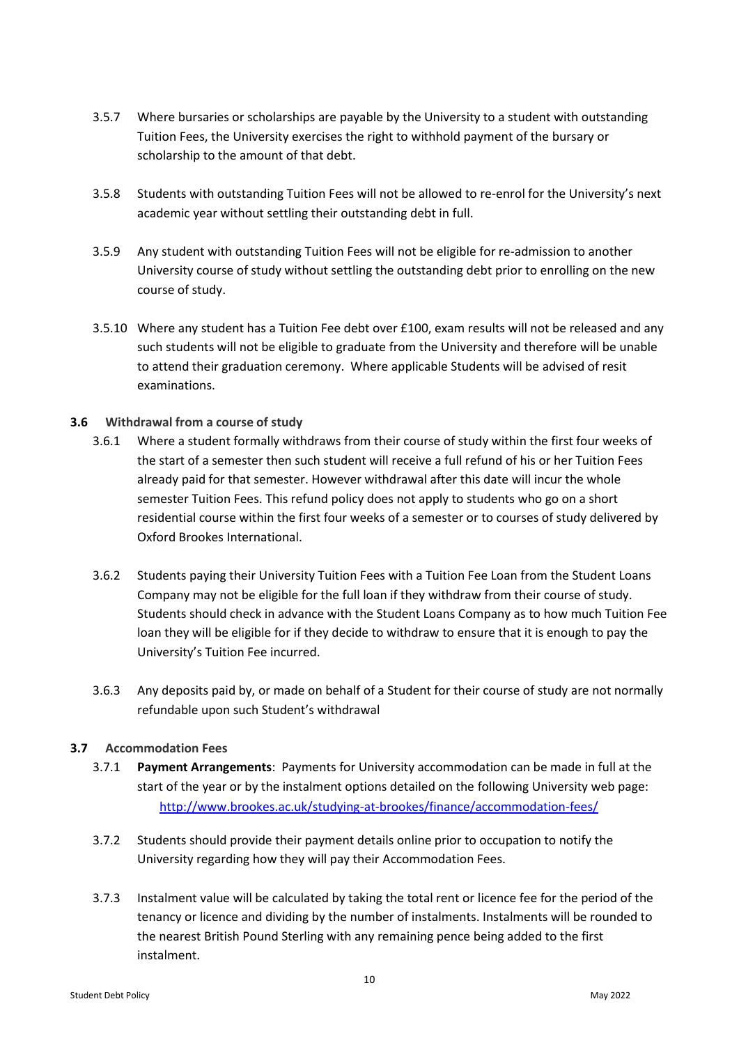3.5.7 Where bursaries or scholarships are payable by the University to a student with outstanding Tuition Fees, the University exercises the right to withhold payment of the bursary or scholarship to the amount of that debt.

3.5.8 Students with outstanding Tuition Fees will not be allowed to re-enrol for the University's next academic year without settling their outstanding debt in full.

3.5.9 Any student with outstanding Tuition Fees will not be eligible for re-admission to another University course of study without settling the outstanding debt prior to enrolling on the new course of study.

3.5.10 Where any student has a Tuition Fee debt over £100, exam results will not be released and any such students will not be eligible to graduate from the University and therefore will be unable to attend their graduation ceremony. Where applicable Students will be advised of resit examinations.

### 3.6 Withdrawal from a course of study

3.6.1 Where a student formally withdraws from their course of study within the first four weeks of the start of a semester then such student will receive a full refund of his or her Tuition Fees already paid for that semester. However withdrawal after this date will incur the whole semester Tuition Fees. This refund policy does not apply to students who go on a short residential course within the first four weeks of a semester or to courses of study delivered by Oxford Brookes International.

3.6.2 Students paying their University Tuition Fees with a Tuition Fee Loan from the Student Loans Company may not be eligible for the full loan if they withdraw from their course of study. Students should check in advance with the Student Loans Company as to how much Tuition Fee loan they will be eligible for if they decide to withdraw to ensure that it is enough to pay the University's Tuition Fee incurred.

3.6.3 Any deposits paid by, or made on behalf of a Student for their course of study are not normally refundable upon such Student's withdrawal

### 3.7 Accommodation Fees

3.7.1 **Payment Arrangements**: Payments for University accommodation can be made in full at the start of the year or by the instalment options detailed on the following University web page: [http://www.brookes.ac.uk/studying-at-brookes/finance/accommodation-fees/](http://www.brookes.ac.uk/studying-at-brookes/finance/accommodation-fees/)

3.7.2 Students should provide their payment details online prior to occupation to notify the University regarding how they will pay their Accommodation Fees.

3.7.3 Instalment value will be calculated by taking the total rent or licence fee for the period of the tenancy or licence and dividing by the number of instalments. Instalments will be rounded to the nearest British Pound Sterling with any remaining pence being added to the first instalment.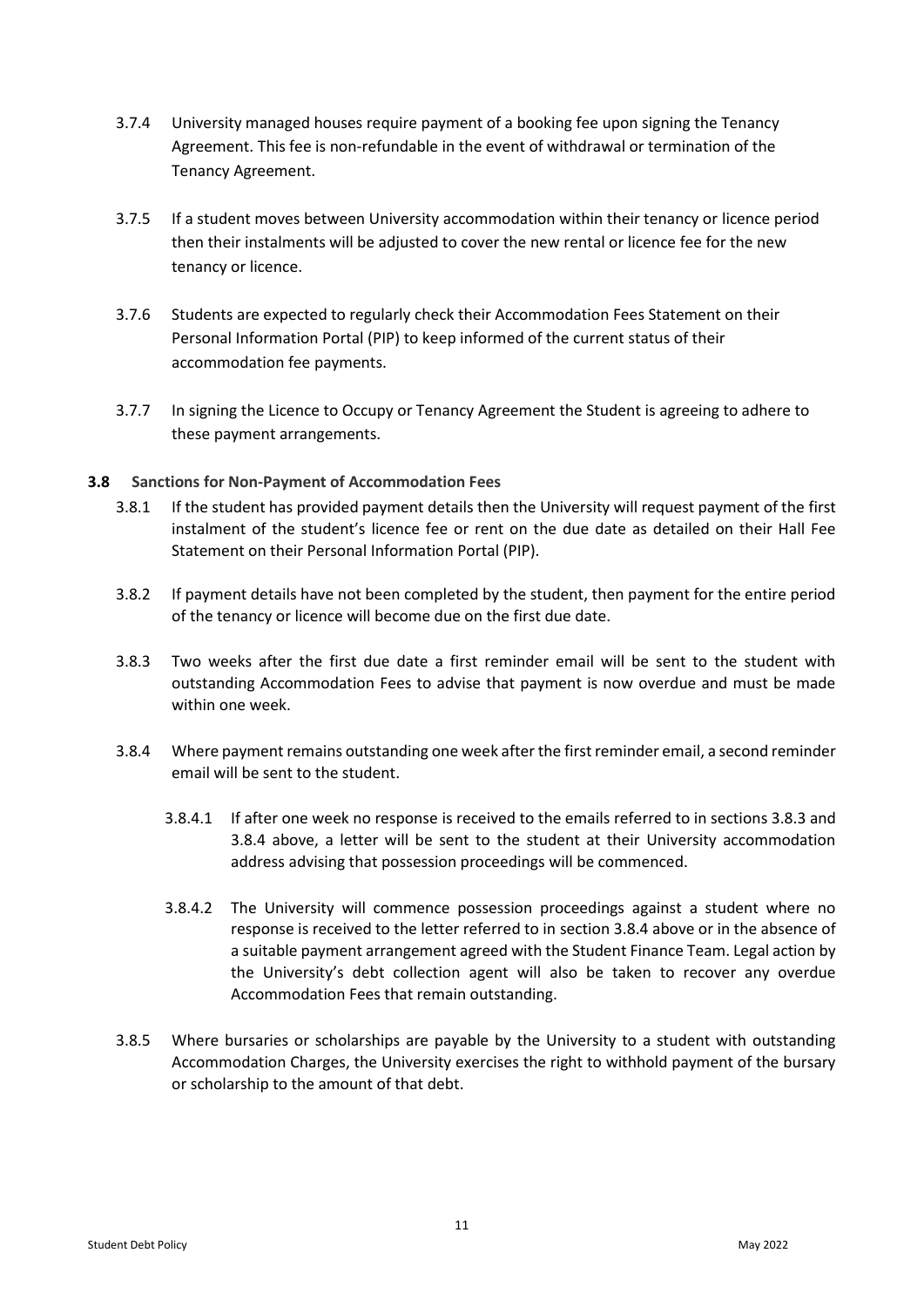3.7.4 University managed houses require payment of a booking fee upon signing the Tenancy Agreement. This fee is non-refundable in the event of withdrawal or termination of the Tenancy Agreement.

3.7.5 If a student moves between University accommodation within their tenancy or licence period then their instalments will be adjusted to cover the new rental or licence fee for the new tenancy or licence.

3.7.6 Students are expected to regularly check their Accommodation Fees Statement on their Personal Information Portal (PIP) to keep informed of the current status of their accommodation fee payments.

3.7.7 In signing the Licence to Occupy or Tenancy Agreement the Student is agreeing to adhere to these payment arrangements.

**3.8 Sanctions for Non-Payment of Accommodation Fees**

3.8.1 If the student has provided payment details then the University will request payment of the first instalment of the student's licence fee or rent on the due date as detailed on their Hall Fee Statement on their Personal Information Portal (PIP).

3.8.2 If payment details have not been completed by the student, then payment for the entire period of the tenancy or licence will become due on the first due date.

3.8.3 Two weeks after the first due date a first reminder email will be sent to the student with outstanding Accommodation Fees to advise that payment is now overdue and must be made within one week.

3.8.4 Where payment remains outstanding one week after the first reminder email, a second reminder email will be sent to the student.

3.8.4.1 If after one week no response is received to the emails referred to in sections 3.8.3 and 3.8.4 above, a letter will be sent to the student at their University accommodation address advising that possession proceedings will be commenced.

3.8.4.2 The University will commence possession proceedings against a student where no response is received to the letter referred to in section 3.8.4 above or in the absence of a suitable payment arrangement agreed with the Student Finance Team. Legal action by the University's debt collection agent will also be taken to recover any overdue Accommodation Fees that remain outstanding.

3.8.5 Where bursaries or scholarships are payable by the University to a student with outstanding Accommodation Charges, the University exercises the right to withhold payment of the bursary or scholarship to the amount of that debt.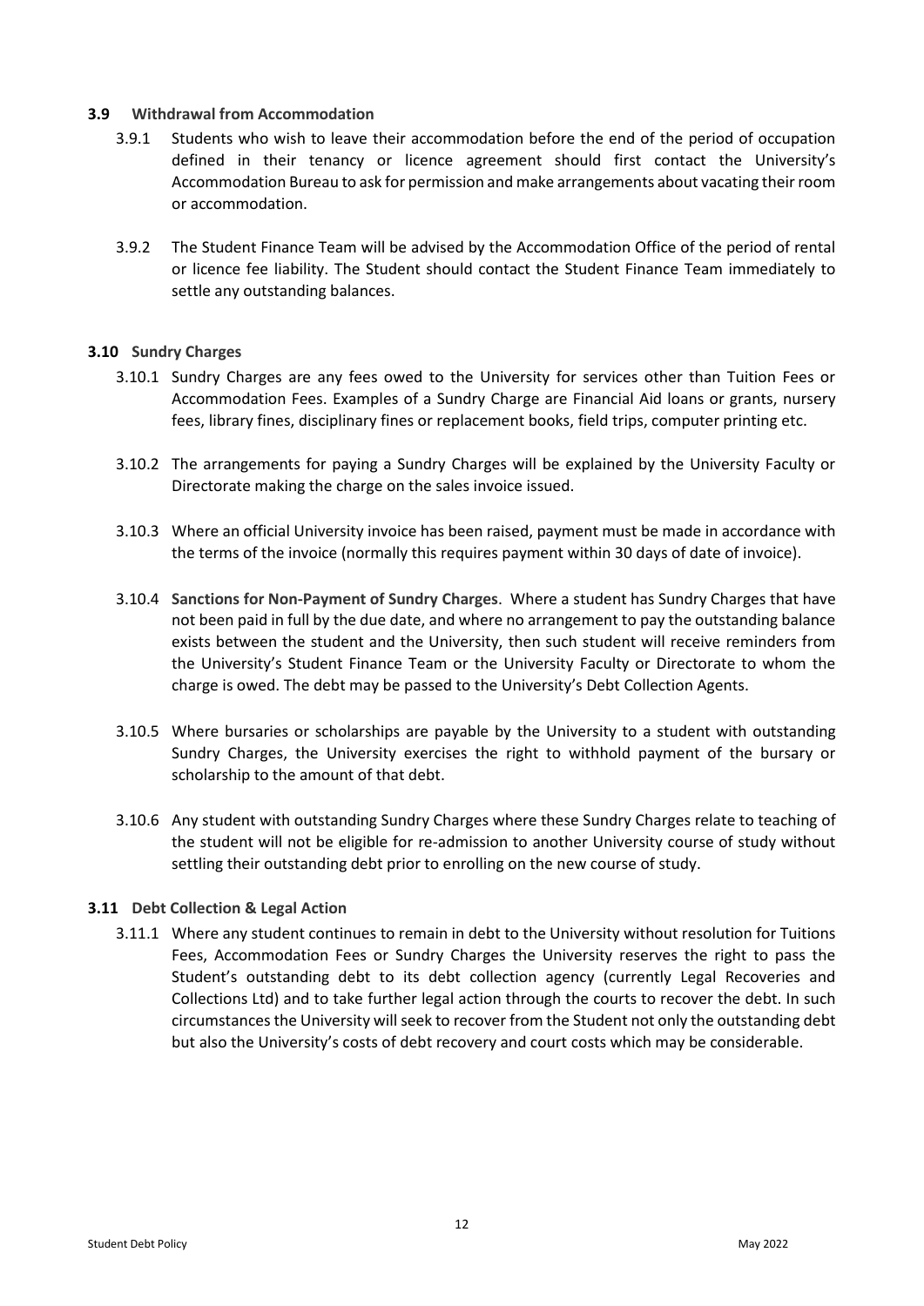### 3.9 Withdrawal from Accommodation

3.9.1 Students who wish to leave their accommodation before the end of the period of occupation defined in their tenancy or licence agreement should first contact the University's Accommodation Bureau to ask for permission and make arrangements about vacating their room or accommodation.

3.9.2 The Student Finance Team will be advised by the Accommodation Office of the period of rental or licence fee liability. The Student should contact the Student Finance Team immediately to settle any outstanding balances.

### 3.10 Sundry Charges

3.10.1 Sundry Charges are any fees owed to the University for services other than Tuition Fees or Accommodation Fees. Examples of a Sundry Charge are Financial Aid loans or grants, nursery fees, library fines, disciplinary fines or replacement books, field trips, computer printing etc.

3.10.2 The arrangements for paying a Sundry Charges will be explained by the University Faculty or Directorate making the charge on the sales invoice issued.

3.10.3 Where an official University invoice has been raised, payment must be made in accordance with the terms of the invoice (normally this requires payment within 30 days of date of invoice).

3.10.4 **Sanctions for Non-Payment of Sundry Charges**. Where a student has Sundry Charges that have not been paid in full by the due date, and where no arrangement to pay the outstanding balance exists between the student and the University, then such student will receive reminders from the University's Student Finance Team or the University Faculty or Directorate to whom the charge is owed. The debt may be passed to the University's Debt Collection Agents.

3.10.5 Where bursaries or scholarships are payable by the University to a student with outstanding Sundry Charges, the University exercises the right to withhold payment of the bursary or scholarship to the amount of that debt.

3.10.6 Any student with outstanding Sundry Charges where these Sundry Charges relate to teaching of the student will not be eligible for re-admission to another University course of study without settling their outstanding debt prior to enrolling on the new course of study.

### 3.11 Debt Collection & Legal Action

3.11.1 Where any student continues to remain in debt to the University without resolution for Tuitions Fees, Accommodation Fees or Sundry Charges the University reserves the right to pass the Student's outstanding debt to its debt collection agency (currently Legal Recoveries and Collections Ltd) and to take further legal action through the courts to recover the debt. In such circumstances the University will seek to recover from the Student not only the outstanding debt but also the University's costs of debt recovery and court costs which may be considerable.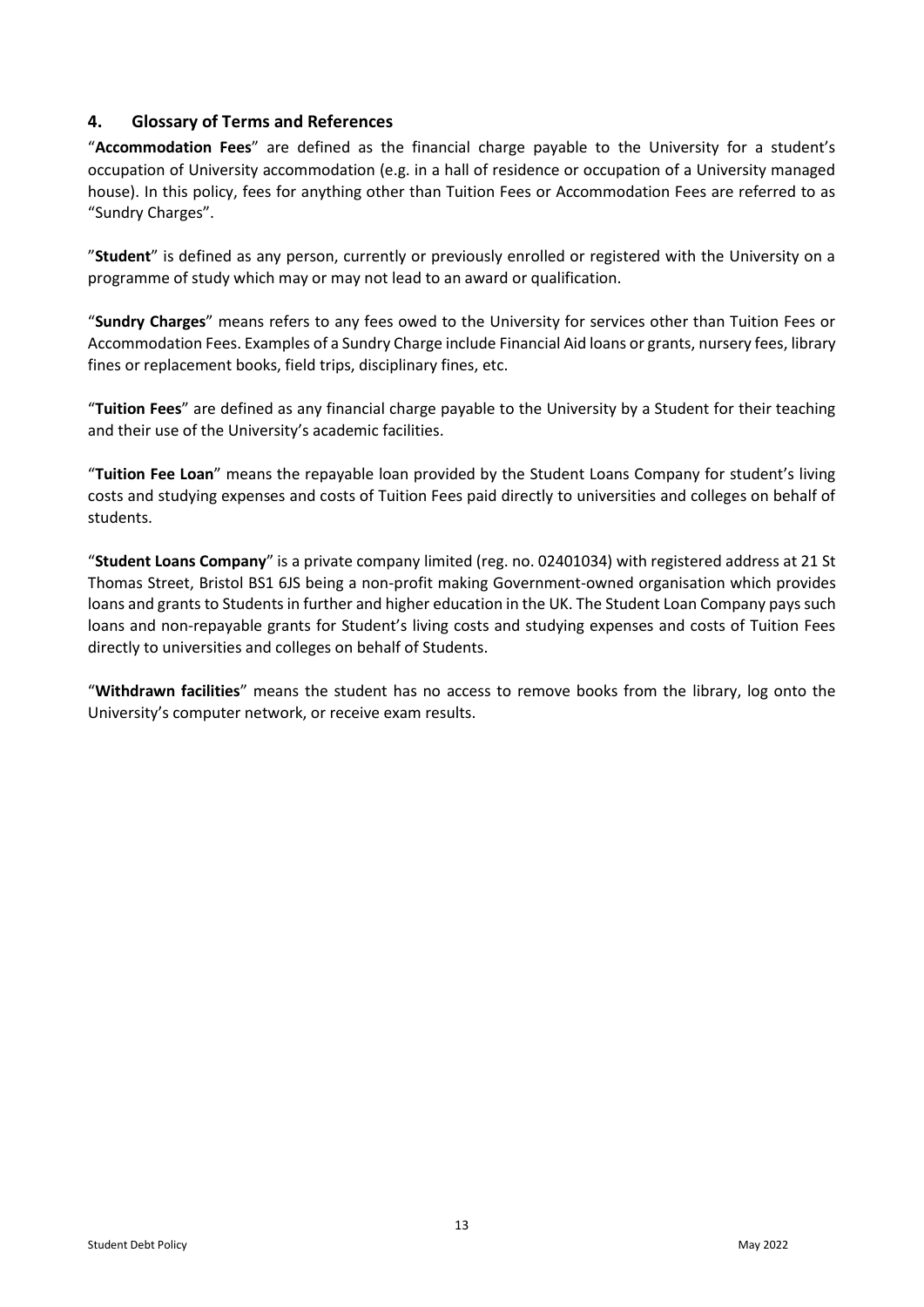## 4. Glossary of Terms and References

"**Accommodation Fees**" are defined as the financial charge payable to the University for a student's occupation of University accommodation (e.g. in a hall of residence or occupation of a University managed house). In this policy, fees for anything other than Tuition Fees or Accommodation Fees are referred to as "Sundry Charges".

"**Student**" is defined as any person, currently or previously enrolled or registered with the University on a programme of study which may or may not lead to an award or qualification.

"**Sundry Charges**" means refers to any fees owed to the University for services other than Tuition Fees or Accommodation Fees. Examples of a Sundry Charge include Financial Aid loans or grants, nursery fees, library fines or replacement books, field trips, disciplinary fines, etc.

"**Tuition Fees**" are defined as any financial charge payable to the University by a Student for their teaching and their use of the University's academic facilities.

"**Tuition Fee Loan**" means the repayable loan provided by the Student Loans Company for student's living costs and studying expenses and costs of Tuition Fees paid directly to universities and colleges on behalf of students.

"**Student Loans Company**" is a private company limited (reg. no. 02401034) with registered address at 21 St Thomas Street, Bristol BS1 6JS being a non-profit making Government-owned organisation which provides loans and grants to Students in further and higher education in the UK. The Student Loan Company pays such loans and non-repayable grants for Student's living costs and studying expenses and costs of Tuition Fees directly to universities and colleges on behalf of Students.

"**Withdrawn facilities**" means the student has no access to remove books from the library, log onto the University's computer network, or receive exam results.